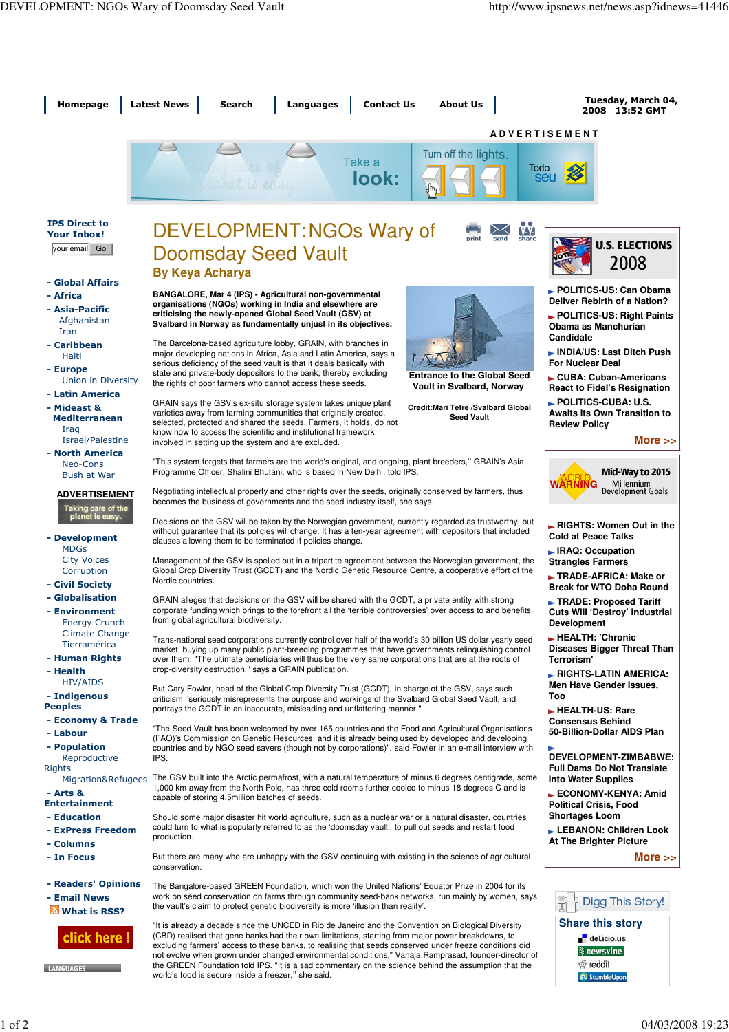# DEVELOPMENT: NGOs Wary of Doomsday Seed Vault

**By Keya Acharya**

**BANGALORE, Mar 4 (IPS) - Agricultural non-governmental organisations (NGOs) working in India and elsewhere are criticising the newly-opened Global Seed Vault (GSV) at Svalbard in Norway as fundamentally unjust in its objectives.**

The Barcelona-based agriculture lobby, GRAIN, with branches in major developing nations in Africa, Asia and Latin America, says a serious deficiency of the seed vault is that it deals basically with state and private-body depositors to the bank, thereby excluding the rights of poor farmers who cannot access these seeds.

Entrance to the Global Seed Vault in Svalbard, Norway

Credit:Mari Tefre /Svalbard Global Seed Vault

GRAIN says the GSV's ex-situ storage system takes unique plant varieties away from farming communities that originally created, selected, protected and shared the seeds. Farmers, it holds, do not know how to access the scientific and institutional framework involved in setting up the system and are excluded.

"This system forgets that farmers are the world's original, and ongoing, plant breeders,'' GRAIN's Asia Programme Officer, Shalini Bhutani, who is based in New Delhi, told IPS.

Negotiating intellectual property and other rights over the seeds, originally conserved by farmers, thus becomes the business of governments and the seed industry itself, she says.

Decisions on the GSV will be taken by the Norwegian government, currently regarded as trustworthy, but without guarantee that its policies will change. It has a ten-year agreement with depositors that included clauses allowing them to be terminated if policies change.

Management of the GSV is spelled out in a tripartite agreement between the Norwegian government, the Global Crop Diversity Trust (GCDT) and the Nordic Genetic Resource Centre, a cooperative effort of the Nordic countries.

GRAIN alleges that decisions on the GSV will be shared with the GCDT, a private entity with strong corporate funding which brings to the forefront all the 'terrible controversies' over access to and benefits from global agricultural biodiversity.

Trans-national seed corporations currently control over half of the world's 30 billion US dollar yearly seed market, buying up many public plant-breeding programmes that have governments relinquishing control over them. "The ultimate beneficiaries will thus be the very same corporations that are at the roots of crop-diversity destruction," says a GRAIN publication.

But Cary Fowler, head of the Global Crop Diversity Trust (GCDT), in charge of the GSV, says such criticism ''seriously misrepresents the purpose and workings of the Svalbard Global Seed Vault, and portrays the GCDT in an inaccurate, misleading and unflattering manner."

"The Seed Vault has been welcomed by over 165 countries and the Food and Agricultural Organisations (FAO)'s Commission on Genetic Resources, and it is already being used by developed and developing countries and by NGO seed savers (though not by corporations)", said Fowler in an e-mail interview with IPS.

The GSV built into the Arctic permafrost, with a natural temperature of minus 6 degrees centigrade, some 1,000 km away from the North Pole, has three cold rooms further cooled to minus 18 degrees C and is capable of storing 4.5million batches of seeds.

Should some major disaster hit world agriculture, such as a nuclear war or a natural disaster, countries could turn to what is popularly referred to as the 'doomsday vault', to pull out seeds and restart food production.

But there are many who are unhappy with the GSV continuing with existing in the science of agricultural conservation.

The Bangalore-based GREEN Foundation, which won the United Nations' Equator Prize in 2004 for its work on seed conservation on farms through community seed-bank networks, run mainly by women, says the vault's claim to protect genetic biodiversity is more 'illusion than reality'.

"It is already a decade since the UNCED in Rio de Janeiro and the Convention on Biological Diversity (CBD) realised that gene banks had their own limitations, starting from major power breakdowns, to excluding farmers' access to these banks, to realising that seeds conserved under freeze conditions did not evolve when grown under changed environmental conditions," Vanaja Ramprasad, founder-director of the GREEN Foundation told IPS. "It is a sad commentary on the science behind the assumption that the world's food is secure inside a freezer,'' she said.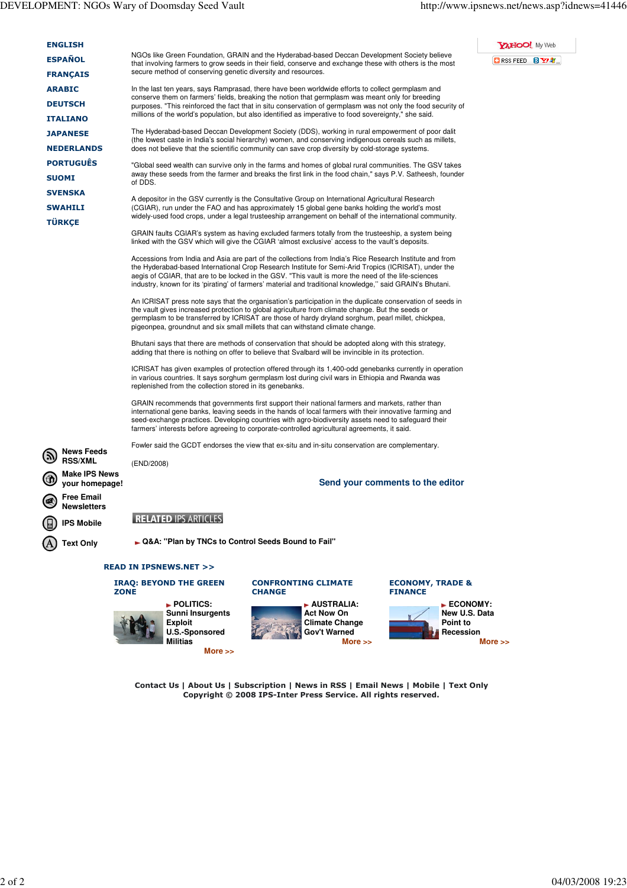NGOs like Green Foundation, GRAIN and the Hyderabad-based Deccan Development Society believe that involving farmers to grow seeds in their field, conserve and exchange these with others is the most secure method of conserving genetic diversity and resources.

In the last ten years, says Ramprasad, there have been worldwide efforts to collect germplasm and conserve them on farmers' fields, breaking the notion that germplasm was meant only for breeding purposes. "This reinforced the fact that in situ conservation of germplasm was not only the food security of millions of the world's population, but also identified as imperative to food sovereignty," she said.

The Hyderabad-based Deccan Development Society (DDS), working in rural empowerment of poor dalit (the lowest caste in India's social hierarchy) women, and conserving indigenous cereals such as millets, does not believe that the scientific community can save crop diversity by cold-storage systems.

"Global seed wealth can survive only in the farms and homes of global rural communities. The GSV takes away these seeds from the farmer and breaks the first link in the food chain," says P.V. Satheesh, founder of DDS.

A depositor in the GSV currently is the Consultative Group on International Agricultural Research (CGIAR), run under the FAO and has approximately 15 global gene banks holding the world's most widely-used food crops, under a legal trusteeship arrangement on behalf of the international community.

GRAIN faults CGIAR's system as having excluded farmers totally from the trusteeship, a system being linked with the GSV which will give the CGIAR 'almost exclusive' access to the vault's deposits.

Accessions from India and Asia are part of the collections from India's Rice Research Institute and from the Hyderabad-based International Crop Research Institute for Semi-Arid Tropics (ICRISAT), under the aegis of CGIAR, that are to be locked in the GSV. "This vault is more the need of the life-sciences industry, known for its 'pirating' of farmers' material and traditional knowledge,'' said GRAIN's Bhutani.

An ICRISAT press note says that the organisation's participation in the duplicate conservation of seeds in the vault gives increased protection to global agriculture from climate change. But the seeds or germplasm to be transferred by ICRISAT are those of hardy dryland sorghum, pearl millet, chickpea, pigeonpea, groundnut and six small millets that can withstand climate change.

Bhutani says that there are methods of conservation that should be adopted along with this strategy, adding that there is nothing on offer to believe that Svalbard will be invincible in its protection.

ICRISAT has given examples of protection offered through its 1,400-odd genebanks currently in operation in various countries. It says sorghum germplasm lost during civil wars in Ethiopia and Rwanda was replenished from the collection stored in its genebanks.

GRAIN recommends that governments first support their national farmers and markets, rather than international gene banks, leaving seeds in the hands of local farmers with their innovative farming and seed-exchange practices. Developing countries with agro-biodiversity assets need to safeguard their farmers' interests before agreeing to corporate-controlled agricultural agreements, it said.

Fowler said the GCDT endorses the view that ex-situ and in-situ conservation are complementary.

(END/2008)